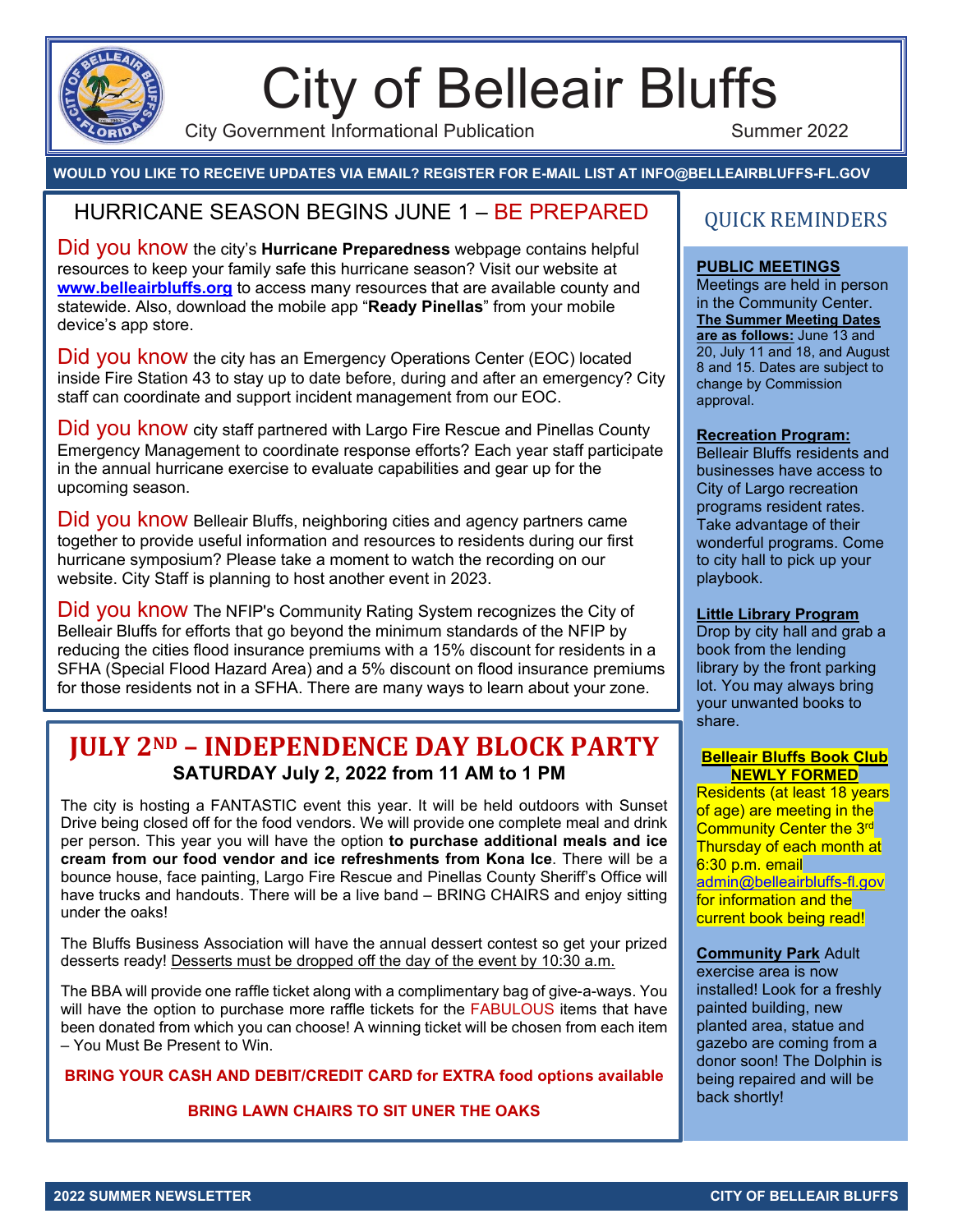# City of Belleair Bluffs

City Government Informational Publication Summer 2022

**WOULD YOU LIKE TO RECEIVE UPDATES VIA EMAIL? REGISTER FOR E-MAIL LIST AT INFO@BELLEAIRBLUFFS-FL.GOV**

## HURRICANE SEASON BEGINS JUNE 1 – BE PREPARED

Did you know the city's **Hurricane Preparedness** webpage contains helpful resources to keep your family safe this hurricane season? Visit our website at **www.belleairbluffs.org** to access many resources that are available county and statewide. Also, download the mobile app "**Ready Pinellas**" from your mobile device's app store.

Did you know the city has an Emergency Operations Center (EOC) located inside Fire Station 43 to stay up to date before, during and after an emergency? City staff can coordinate and support incident management from our EOC.

Did you know city staff partnered with Largo Fire Rescue and Pinellas County Emergency Management to coordinate response efforts? Each year staff participate in the annual hurricane exercise to evaluate capabilities and gear up for the upcoming season.

Did you know Belleair Bluffs, neighboring cities and agency partners came together to provide useful information and resources to residents during our first hurricane symposium? Please take a moment to watch the recording on our website. City Staff is planning to host another event in 2023.

Did you know The NFIP's Community Rating System recognizes the City of Belleair Bluffs for efforts that go beyond the minimum standards of the NFIP by reducing the cities flood insurance premiums with a 15% discount for residents in a SFHA (Special Flood Hazard Area) and a 5% discount on flood insurance premiums for those residents not in a SFHA. There are many ways to learn about your zone.

## JULY 2ND – INDEPENDENCE DAY BLOCK PARTY

**SATURDAY July 2, 2022 from 11 AM to 1 PM**

The city is hosting a FANTASTIC event this year. It will be held outdoors with Sunset Drive being closed off for the food vendors. We will provide one complete meal and drink per person. This year you will have the option **to purchase additional meals and ice cream from our food vendor and ice refreshments from Kona Ice**. There will be a bounce house, face painting, Largo Fire Rescue and Pinellas County Sheriff's Office will have trucks and handouts. There will be a live band – BRING CHAIRS and enjoy sitting under the oaks!

The Bluffs Business Association will have the annual dessert contest so get your prized desserts ready! Desserts must be dropped off the day of the event by 10:30 a.m.

The BBA will provide one raffle ticket along with a complimentary bag of give-a-ways. You will have the option to purchase more raffle tickets for the FABULOUS items that have been donated from which you can choose! A winning ticket will be chosen from each item – You Must Be Present to Win.

**BRING YOUR CASH AND DEBIT/CREDIT CARD for EXTRA food options available**

**BRING LAWN CHAIRS TO SIT UNER THE OAKS**

## QUICK REMINDERS

**PUBLIC MEETINGS**
Meetings are held in person in the Community Center. **The Summer Meeting Dates are as follows:** June 13 and 20, July 11 and 18, and August 8 and 15. Dates are subject to change by Commission approval.

**Recreation Program:**
Belleair Bluffs residents and businesses have access to City of Largo recreation programs resident rates. Take advantage of their wonderful programs. Come to city hall to pick up your playbook.

**Little Library Program**
Drop by city hall and grab a book from the lending library by the front parking lot. You may always bring your unwanted books to share.

**Belleair Bluffs Book Club NEWLY FORMED**
Residents (at least 18 years of age) are meeting in the Community Center the 3rd Thursday of each month at 6:30 p.m. email admin@belleairbluffs-fl.gov for information and the current book being read!

**Community Park** Adult exercise area is now installed! Look for a freshly painted building, new planted area, statue and gazebo are coming from a donor soon! The Dolphin is being repaired and will be back shortly!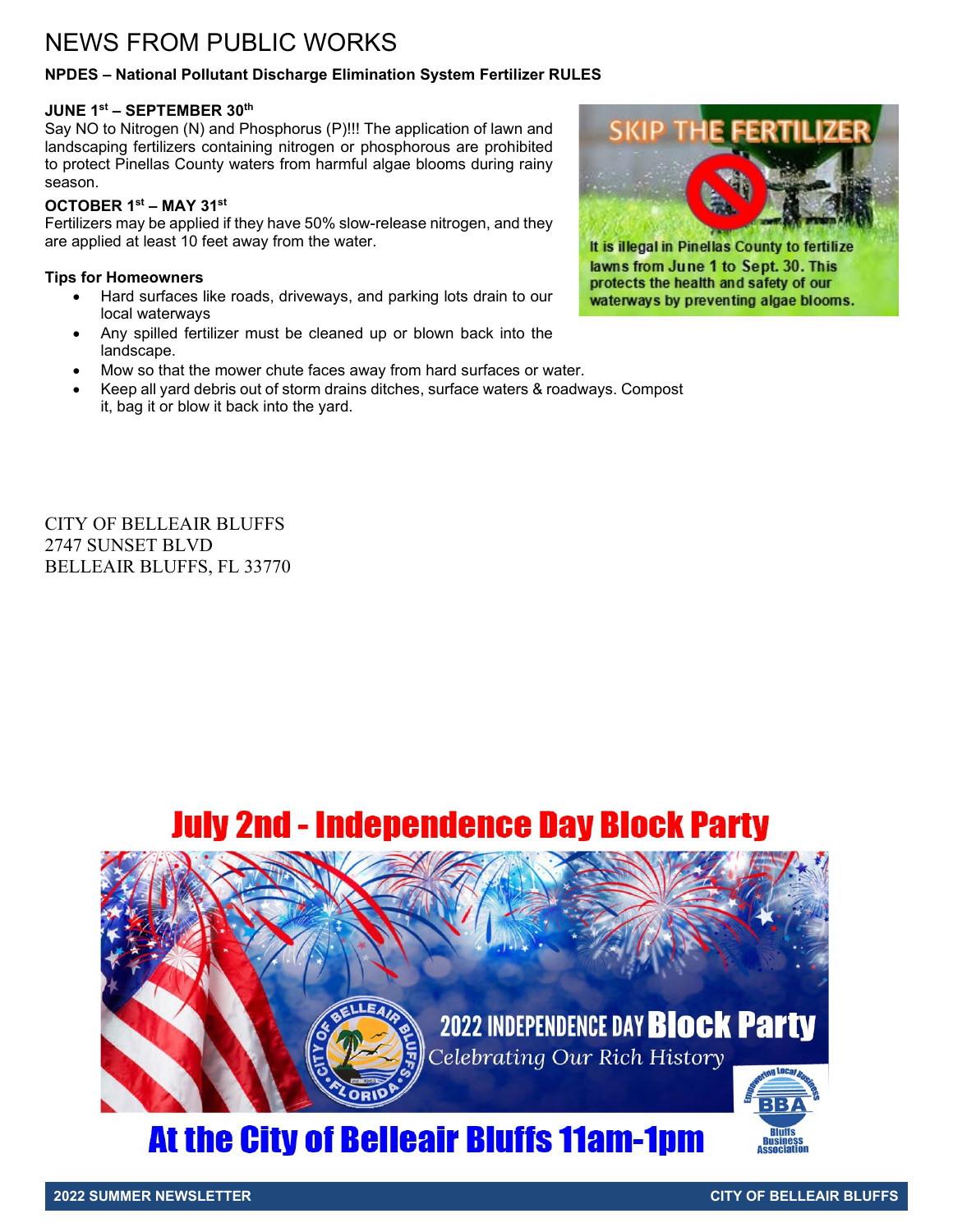# NEWS FROM PUBLIC WORKS

**NPDES – National Pollutant Discharge Elimination System Fertilizer RULES**

**JUNE 1st – SEPTEMBER 30th**

Say NO to Nitrogen (N) and Phosphorus (P)!!! The application of lawn and landscaping fertilizers containing nitrogen or phosphorous are prohibited to protect Pinellas County waters from harmful algae blooms during rainy season.

**OCTOBER 1st – MAY 31st**

Fertilizers may be applied if they have 50% slow-release nitrogen, and they are applied at least 10 feet away from the water.

SKIP THE FERTILIZER

It is illegal in Pinellas County to fertilize lawns from June 1 to Sept. 30. This protects the health and safety of our waterways by preventing algae blooms.

**Tips for Homeowners**

- Hard surfaces like roads, driveways, and parking lots drain to our local waterways
- Any spilled fertilizer must be cleaned up or blown back into the landscape.
- Mow so that the mower chute faces away from hard surfaces or water.
- Keep all yard debris out of storm drains ditches, surface waters & roadways. Compost it, bag it or blow it back into the yard.

CITY OF BELLEAIR BLUFFS
2747 SUNSET BLVD
BELLEAIR BLUFFS, FL 33770

## July 2nd - Independence Day Block Party

2022 INDEPENDENCE DAY **Block Party**

*Celebrating Our Rich History*

## At the City of Belleair Bluffs 11am-1pm